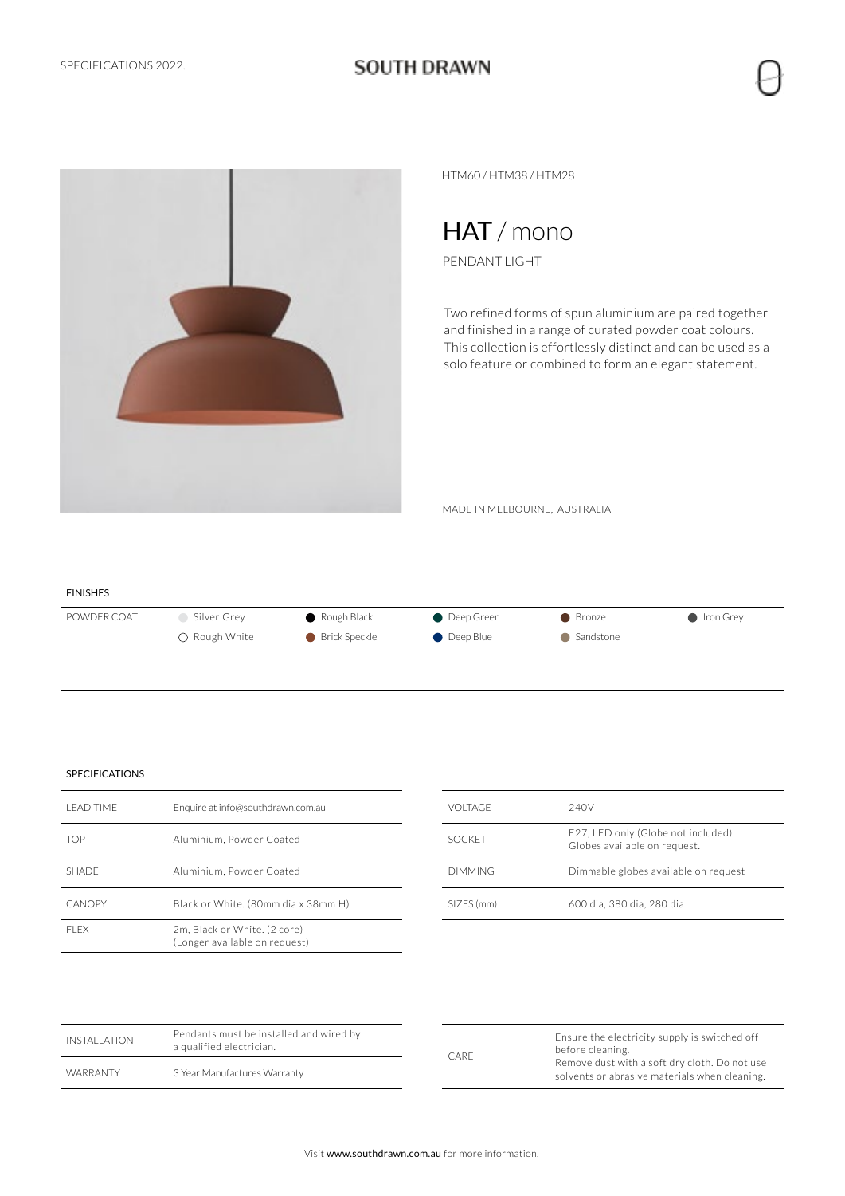SPECIFICATIONS 2022.

**SOUTH DRAWN**

HTM60 / HTM38 / HTM28

# HAT / mono

PENDANT LIGHT

Two refined forms of spun aluminium are paired together and finished in a range of curated powder coat colours. This collection is effortlessly distinct and can be used as a solo feature or combined to form an elegant statement.

MADE IN MELBOURNE, AUSTRALIA

## FINISHES

| POWDER COAT | | | | | |
|---|---|---|---|---|---|
| | Silver Grey | Rough Black | Deep Green | Bronze | Iron Grey |
| | Rough White | Brick Speckle | Deep Blue | Sandstone | |

## SPECIFICATIONS

| | |
|---|---|
| LEAD-TIME | Enquire at info@southdrawn.com.au |
| TOP | Aluminium, Powder Coated |
| SHADE | Aluminium, Powder Coated |
| CANOPY | Black or White. (80mm dia x 38mm H) |
| FLEX | 2m, Black or White. (2 core) (Longer available on request) |

| | |
|---|---|
| VOLTAGE | 240V |
| SOCKET | E27, LED only (Globe not included) Globes available on request. |
| DIMMING | Dimmable globes available on request |
| SIZES (mm) | 600 dia, 380 dia, 280 dia |

| | |
|---|---|
| INSTALLATION | Pendants must be installed and wired by a qualified electrician. |
| WARRANTY | 3 Year Manufactures Warranty |

| | |
|---|---|
| CARE | Ensure the electricity supply is switched off before cleaning. Remove dust with a soft dry cloth. Do not use solvents or abrasive materials when cleaning. |

Visit **www.southdrawn.com.au** for more information.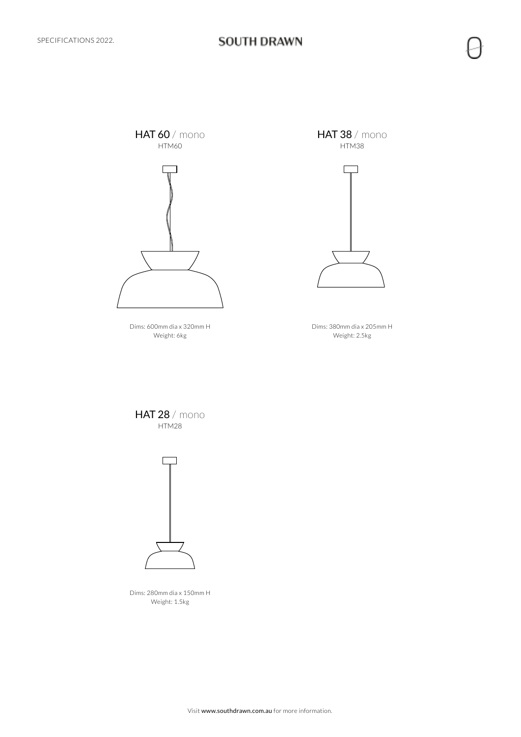## HAT 60 / mono

HTM60

Dims: 600mm dia x 320mm H
Weight: 6kg

## HAT 38 / mono

HTM38

Dims: 380mm dia x 205mm H
Weight: 2.5kg

## HAT 28 / mono

HTM28

Dims: 280mm dia x 150mm H
Weight: 1.5kg

Visit **www.southdrawn.com.au** for more information.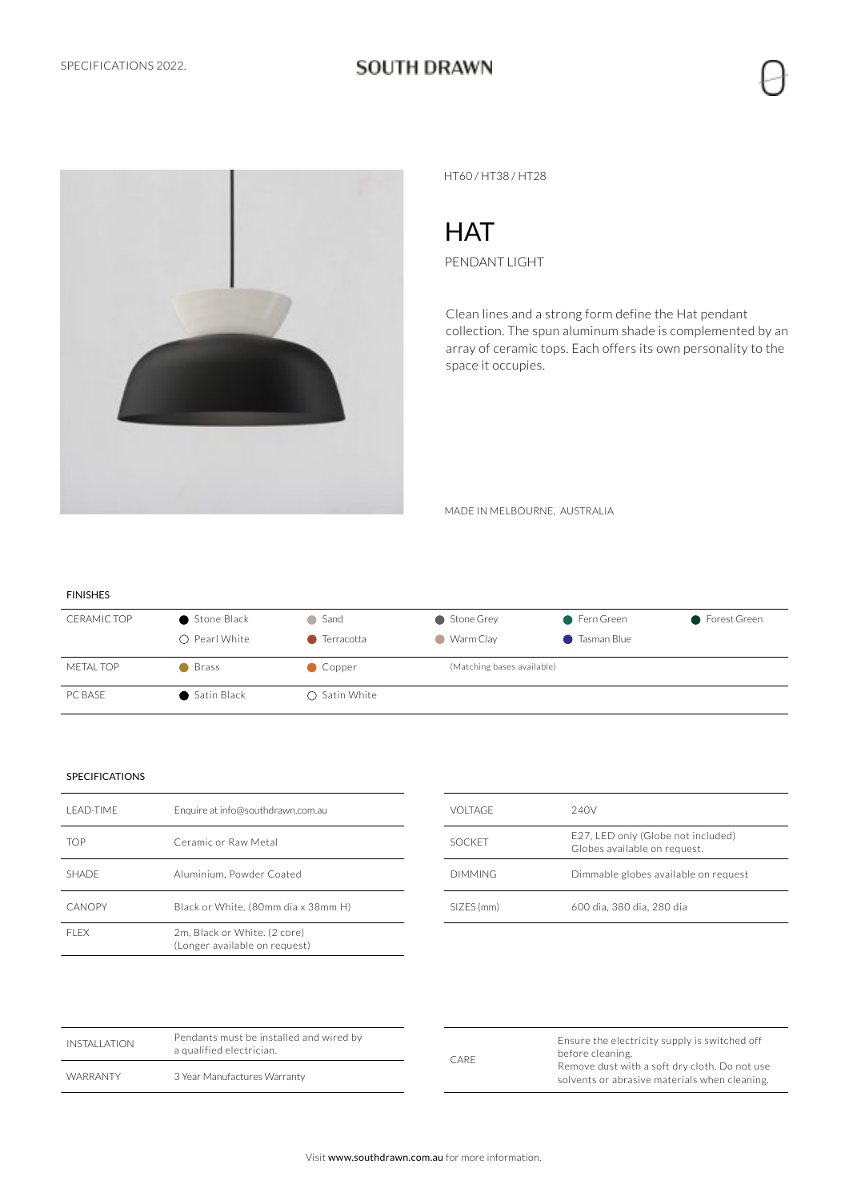HT60 / HT38 / HT28

# HAT

PENDANT LIGHT

Clean lines and a strong form define the Hat pendant collection. The spun aluminum shade is complemented by an array of ceramic tops. Each offers its own personality to the space it occupies.

MADE IN MELBOURNE, AUSTRALIA

## FINISHES

| | | | | | |
|---|---|---|---|---|---|
| CERAMIC TOP | Stone Black | Sand | Stone Grey | Fern Green | Forest Green |
| | Pearl White | Terracotta | Warm Clay | Tasman Blue | |
| METAL TOP | Brass | Copper | (Matching bases available) | | |
| PC BASE | Satin Black | Satin White | | | |

## SPECIFICATIONS

| | |
|---|---|
| LEAD-TIME | Enquire at info@southdrawn.com.au |
| TOP | Ceramic or Raw Metal |
| SHADE | Aluminium, Powder Coated |
| CANOPY | Black or White. (80mm dia x 38mm H) |
| FLEX | 2m, Black or White. (2 core) (Longer available on request) |

| | |
|---|---|
| VOLTAGE | 240V |
| SOCKET | E27, LED only (Globe not included) Globes available on request. |
| DIMMING | Dimmable globes available on request |
| SIZES (mm) | 600 dia, 380 dia, 280 dia |

| | |
|---|---|
| INSTALLATION | Pendants must be installed and wired by a qualified electrician. |
| WARRANTY | 3 Year Manufactures Warranty |

| | |
|---|---|
| CARE | Ensure the electricity supply is switched off before cleaning. Remove dust with a soft dry cloth. Do not use solvents or abrasive materials when cleaning. |

Visit www.southdrawn.com.au for more information.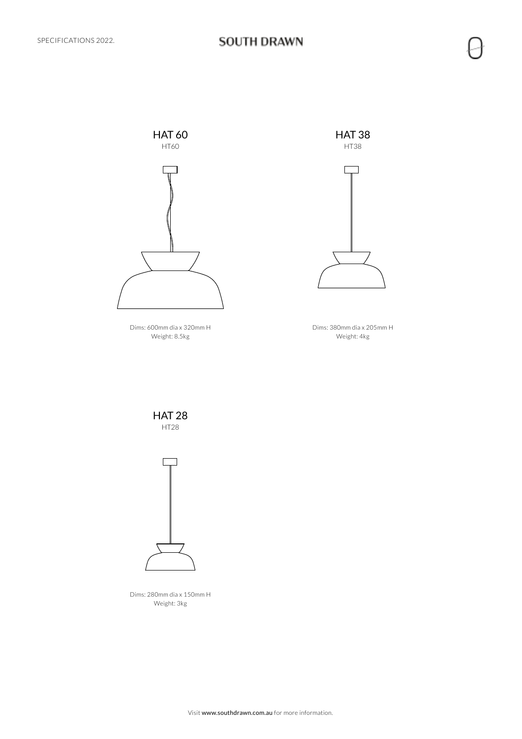## HAT 60

HT60

Dims: 600mm dia x 320mm H
Weight: 8.5kg

## HAT 38

HT38

Dims: 380mm dia x 205mm H
Weight: 4kg

## HAT 28

HT28

Dims: 280mm dia x 150mm H
Weight: 3kg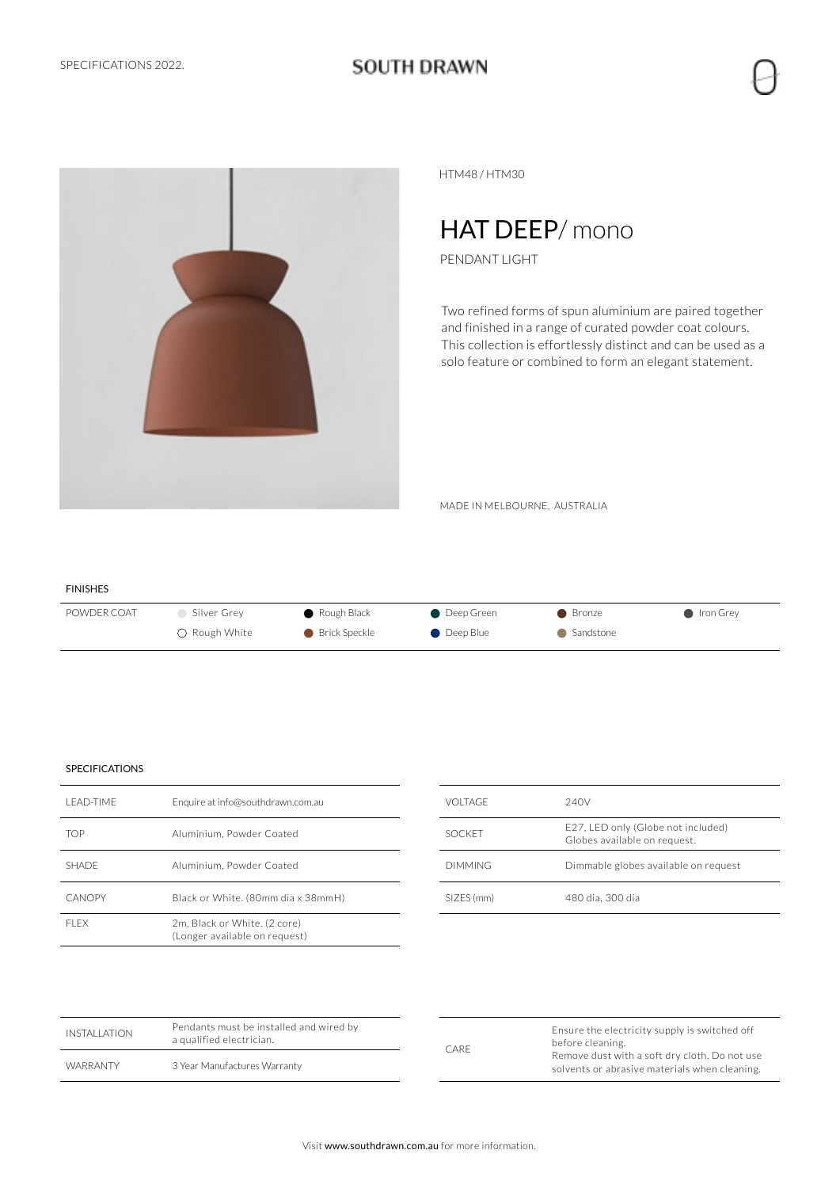HTM48 / HTM30

# HAT DEEP/ mono

PENDANT LIGHT

Two refined forms of spun aluminium are paired together and finished in a range of curated powder coat colours. This collection is effortlessly distinct and can be used as a solo feature or combined to form an elegant statement.

MADE IN MELBOURNE, AUSTRALIA

## FINISHES

| POWDER COAT | Silver Grey | Rough Black | Deep Green | Bronze | Iron Grey |
|---|---|---|---|---|---|
| | Rough White | Brick Speckle | Deep Blue | Sandstone | |

## SPECIFICATIONS

| | |
|---|---|
| LEAD-TIME | Enquire at info@southdrawn.com.au |
| TOP | Aluminium, Powder Coated |
| SHADE | Aluminium, Powder Coated |
| CANOPY | Black or White. (80mm dia x 38mmH) |
| FLEX | 2m, Black or White. (2 core) (Longer available on request) |

| | |
|---|---|
| VOLTAGE | 240V |
| SOCKET | E27, LED only (Globe not included) Globes available on request. |
| DIMMING | Dimmable globes available on request |
| SIZES (mm) | 480 dia, 300 dia |

| | |
|---|---|
| INSTALLATION | Pendants must be installed and wired by a qualified electrician. |
| WARRANTY | 3 Year Manufactures Warranty |

| | |
|---|---|
| CARE | Ensure the electricity supply is switched off before cleaning. Remove dust with a soft dry cloth. Do not use solvents or abrasive materials when cleaning. |

Visit www.southdrawn.com.au for more information.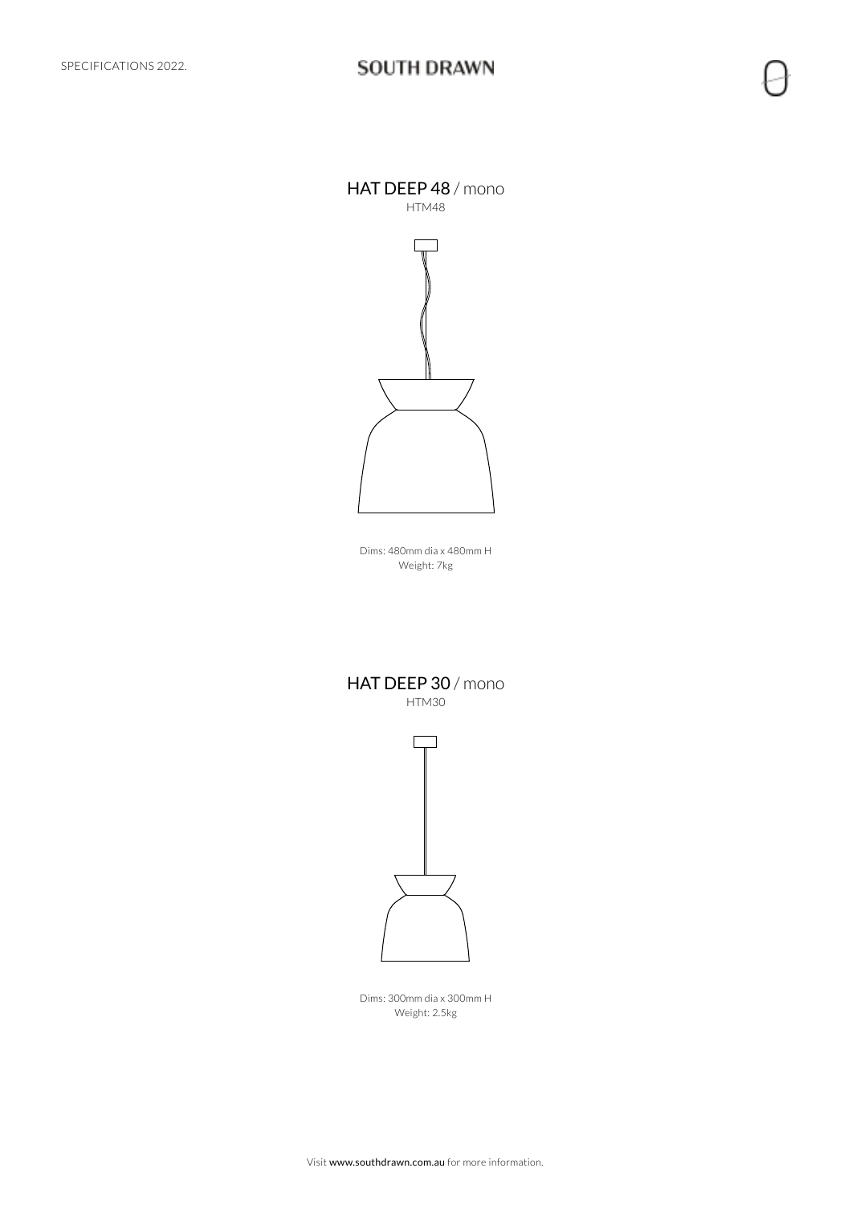## HAT DEEP 48 / mono

HTM48

Dims: 480mm dia x 480mm H
Weight: 7kg

## HAT DEEP 30 / mono

HTM30

Dims: 300mm dia x 300mm H
Weight: 2.5kg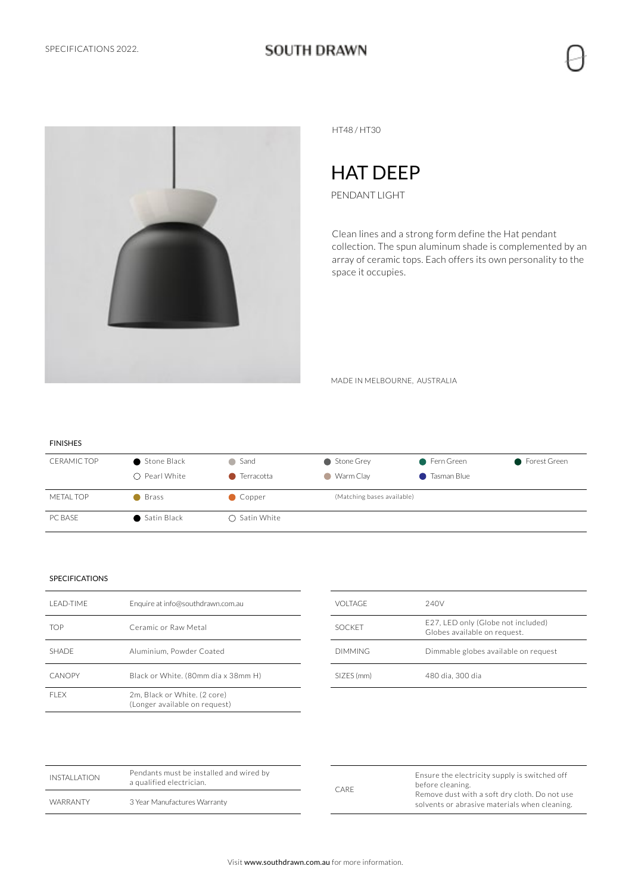HT48 / HT30

# HAT DEEP

PENDANT LIGHT

Clean lines and a strong form define the Hat pendant collection. The spun aluminum shade is complemented by an array of ceramic tops. Each offers its own personality to the space it occupies.

MADE IN MELBOURNE, AUSTRALIA

## FINISHES

| | | | | | |
|---|---|---|---|---|---|
| CERAMIC TOP | Stone Black | Sand | Stone Grey | Fern Green | Forest Green |
| | Pearl White | Terracotta | Warm Clay | Tasman Blue | |
| METAL TOP | Brass | Copper | (Matching bases available) | | |
| PC BASE | Satin Black | Satin White | | | |

## SPECIFICATIONS

| | |
|---|---|
| LEAD-TIME | Enquire at info@southdrawn.com.au |
| TOP | Ceramic or Raw Metal |
| SHADE | Aluminium, Powder Coated |
| CANOPY | Black or White. (80mm dia x 38mm H) |
| FLEX | 2m, Black or White. (2 core) (Longer available on request) |

| | |
|---|---|
| VOLTAGE | 240V |
| SOCKET | E27, LED only (Globe not included) Globes available on request. |
| DIMMING | Dimmable globes available on request |
| SIZES (mm) | 480 dia, 300 dia |

| | |
|---|---|
| INSTALLATION | Pendants must be installed and wired by a qualified electrician. |
| WARRANTY | 3 Year Manufactures Warranty |

| | |
|---|---|
| CARE | Ensure the electricity supply is switched off before cleaning. Remove dust with a soft dry cloth. Do not use solvents or abrasive materials when cleaning. |

Visit www.southdrawn.com.au for more information.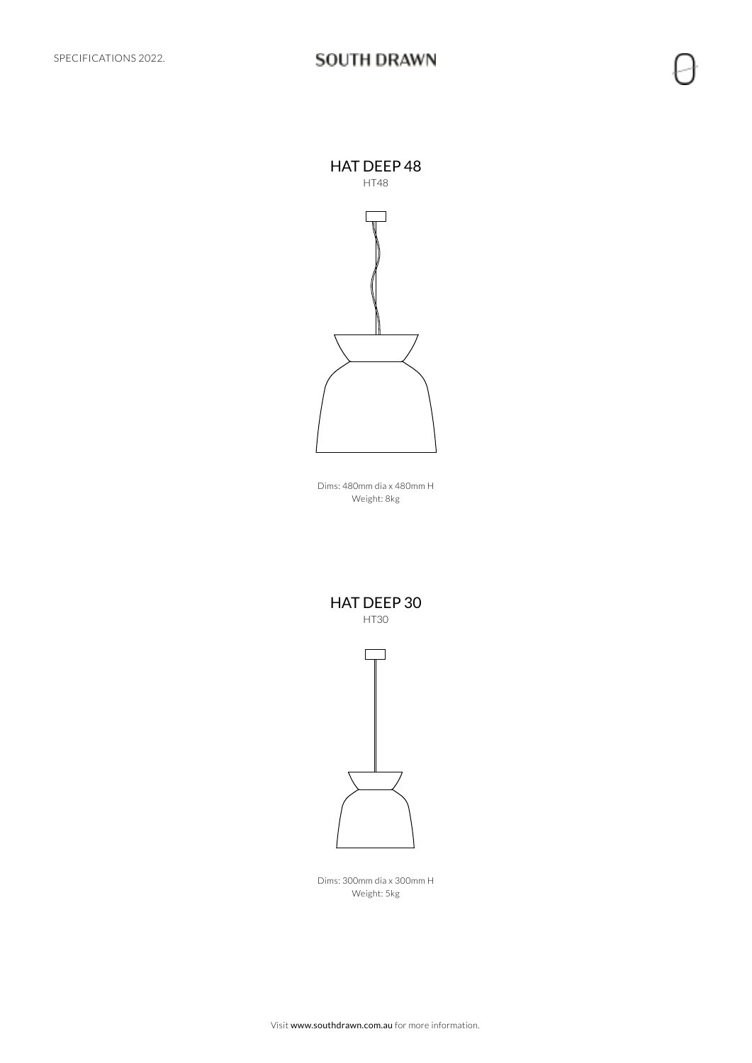## HAT DEEP 48

HT48

Dims: 480mm dia x 480mm H
Weight: 8kg

## HAT DEEP 30

HT30

Dims: 300mm dia x 300mm H
Weight: 5kg

Visit www.southdrawn.com.au for more information.